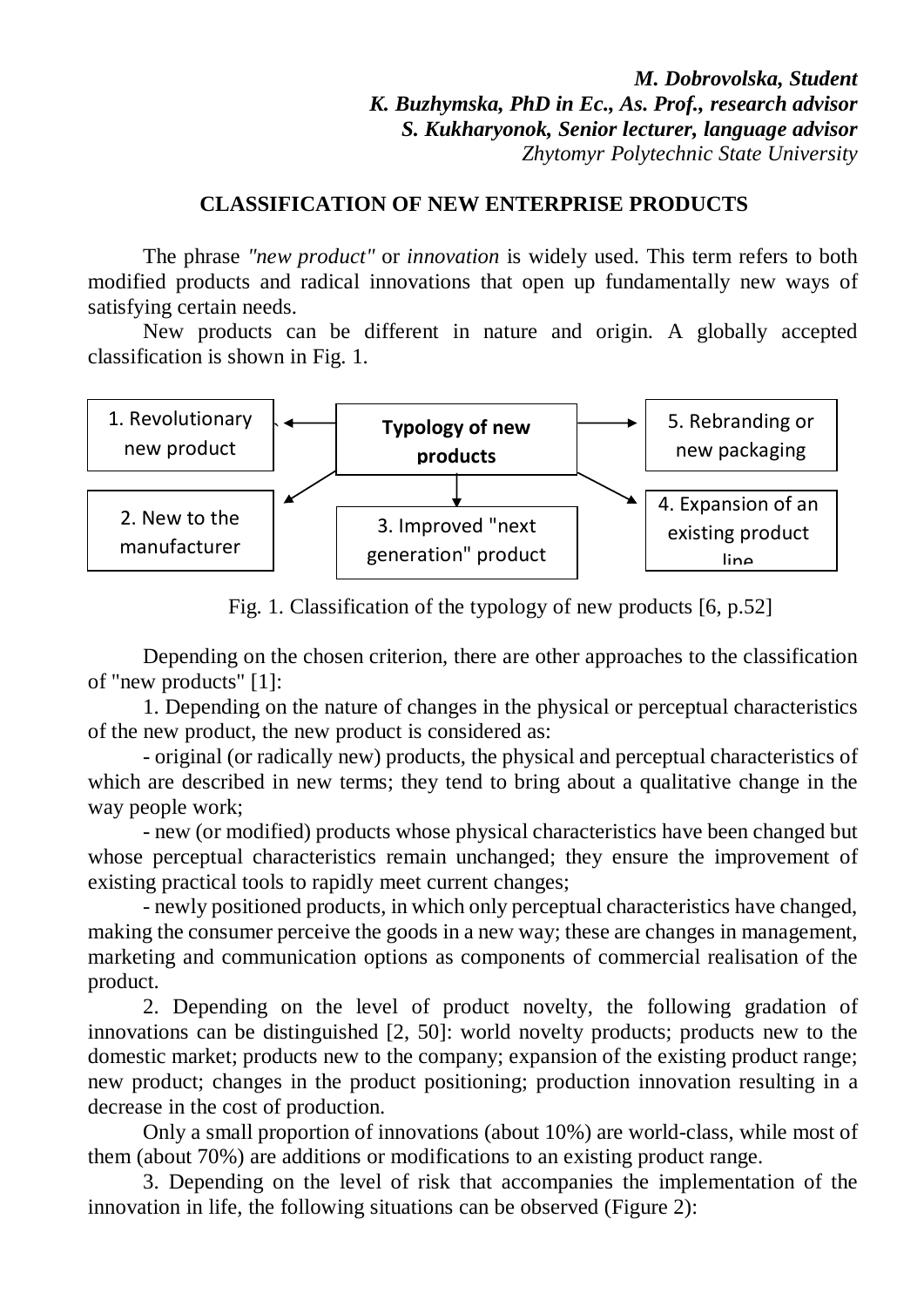***M. Dobrovolska, Student***
***K. Buzhymska, PhD in Ec., As. Prof., research advisor***
***S. Kukharyonok, Senior lecturer, language advisor***
*Zhytomyr Polytechnic State University*

**CLASSIFICATION OF NEW ENTERPRISE PRODUCTS**

The phrase *"new product"* or *innovation* is widely used. This term refers to both modified products and radical innovations that open up fundamentally new ways of satisfying certain needs.

New products can be different in nature and origin. A globally accepted classification is shown in Fig. 1.

Typology of new products

1. Revolutionary new product
2. New to the manufacturer
3. Improved "next generation" product
4. Expansion of an existing product line
5. Rebranding or new packaging

Fig. 1. Classification of the typology of new products [6, p.52]

Depending on the chosen criterion, there are other approaches to the classification of "new products" [1]:

1. Depending on the nature of changes in the physical or perceptual characteristics of the new product, the new product is considered as:

- original (or radically new) products, the physical and perceptual characteristics of which are described in new terms; they tend to bring about a qualitative change in the way people work;
- new (or modified) products whose physical characteristics have been changed but whose perceptual characteristics remain unchanged; they ensure the improvement of existing practical tools to rapidly meet current changes;
- newly positioned products, in which only perceptual characteristics have changed, making the consumer perceive the goods in a new way; these are changes in management, marketing and communication options as components of commercial realisation of the product.

2. Depending on the level of product novelty, the following gradation of innovations can be distinguished [2, 50]: world novelty products; products new to the domestic market; products new to the company; expansion of the existing product range; new product; changes in the product positioning; production innovation resulting in a decrease in the cost of production.

Only a small proportion of innovations (about 10%) are world-class, while most of them (about 70%) are additions or modifications to an existing product range.

3. Depending on the level of risk that accompanies the implementation of the innovation in life, the following situations can be observed (Figure 2):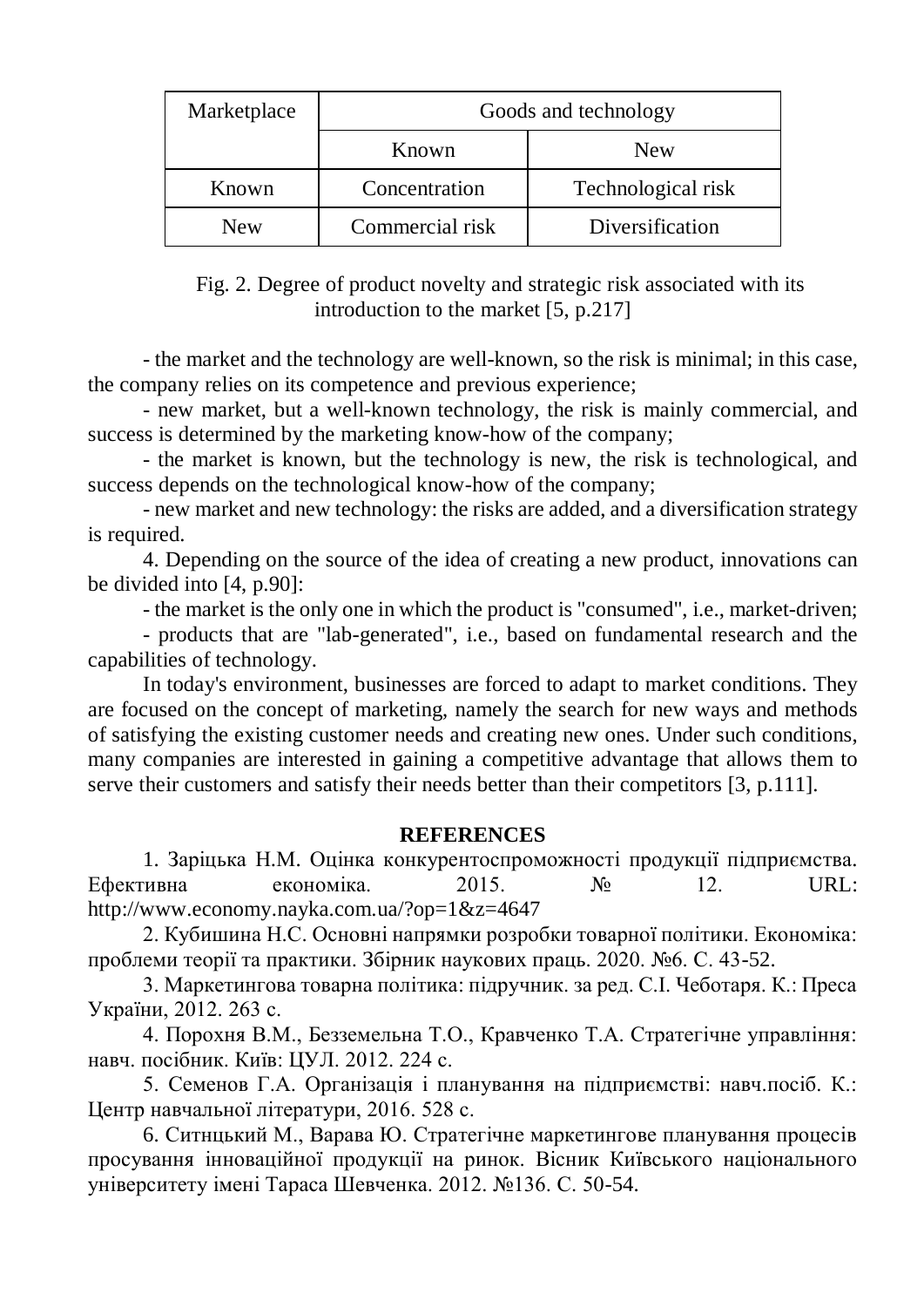| Marketplace | Goods and technology | |
|---|---|---|
| | Known | New |
| Known | Concentration | Technological risk |
| New | Commercial risk | Diversification |

Fig. 2. Degree of product novelty and strategic risk associated with its introduction to the market [5, p.217]

- the market and the technology are well-known, so the risk is minimal; in this case, the company relies on its competence and previous experience;
- new market, but a well-known technology, the risk is mainly commercial, and success is determined by the marketing know-how of the company;
- the market is known, but the technology is new, the risk is technological, and success depends on the technological know-how of the company;
- new market and new technology: the risks are added, and a diversification strategy is required.

4. Depending on the source of the idea of creating a new product, innovations can be divided into [4, p.90]:

- the market is the only one in which the product is "consumed", i.e., market-driven;
- products that are "lab-generated", i.e., based on fundamental research and the capabilities of technology.

In today's environment, businesses are forced to adapt to market conditions. They are focused on the concept of marketing, namely the search for new ways and methods of satisfying the existing customer needs and creating new ones. Under such conditions, many companies are interested in gaining a competitive advantage that allows them to serve their customers and satisfy their needs better than their competitors [3, p.111].

## REFERENCES

1. Заріцька Н.М. Оцінка конкурентоспроможності продукції підприємства. Ефективна економіка. 2015. № 12. URL: http://www.economy.nayka.com.ua/?op=1&z=4647
2. Кубишина Н.С. Основні напрямки розробки товарної політики. Економіка: проблеми теорії та практики. Збірник наукових праць. 2020. №6. С. 43-52.
3. Маркетингова товарна політика: підручник. за ред. С.І. Чеботаря. К.: Преса України, 2012. 263 с.
4. Порохня В.М., Безземельна Т.О., Кравченко Т.А. Стратегічне управління: навч. посібник. Київ: ЦУЛ. 2012. 224 с.
5. Семенов Г.А. Організація і планування на підприємстві: навч.посіб. К.: Центр навчальної літератури, 2016. 528 с.
6. Ситнцький М., Варава Ю. Стратегічне маркетингове планування процесів просування інноваційної продукції на ринок. Вісник Київського національного університету імені Тараса Шевченка. 2012. №136. С. 50-54.